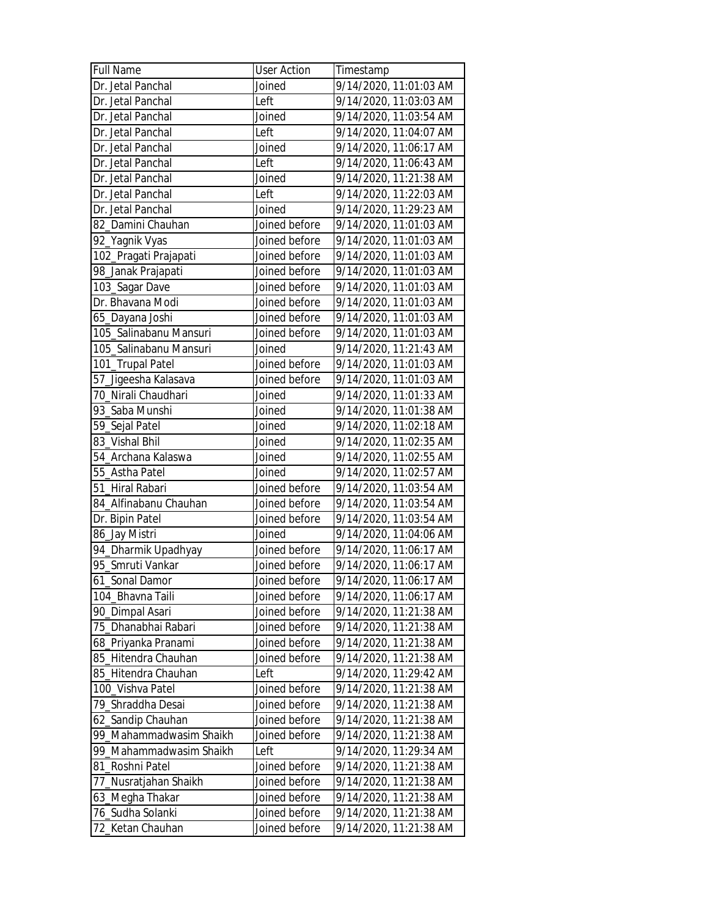| Full Name | User Action | Timestamp |
|---|---|---|
| Dr. Jetal Panchal | Joined | 9/14/2020, 11:01:03 AM |
| Dr. Jetal Panchal | Left | 9/14/2020, 11:03:03 AM |
| Dr. Jetal Panchal | Joined | 9/14/2020, 11:03:54 AM |
| Dr. Jetal Panchal | Left | 9/14/2020, 11:04:07 AM |
| Dr. Jetal Panchal | Joined | 9/14/2020, 11:06:17 AM |
| Dr. Jetal Panchal | Left | 9/14/2020, 11:06:43 AM |
| Dr. Jetal Panchal | Joined | 9/14/2020, 11:21:38 AM |
| Dr. Jetal Panchal | Left | 9/14/2020, 11:22:03 AM |
| Dr. Jetal Panchal | Joined | 9/14/2020, 11:29:23 AM |
| 82_Damini Chauhan | Joined before | 9/14/2020, 11:01:03 AM |
| 92_Yagnik Vyas | Joined before | 9/14/2020, 11:01:03 AM |
| 102_Pragati Prajapati | Joined before | 9/14/2020, 11:01:03 AM |
| 98_Janak Prajapati | Joined before | 9/14/2020, 11:01:03 AM |
| 103_Sagar Dave | Joined before | 9/14/2020, 11:01:03 AM |
| Dr. Bhavana Modi | Joined before | 9/14/2020, 11:01:03 AM |
| 65_Dayana Joshi | Joined before | 9/14/2020, 11:01:03 AM |
| 105_Salinabanu Mansuri | Joined before | 9/14/2020, 11:01:03 AM |
| 105_Salinabanu Mansuri | Joined | 9/14/2020, 11:21:43 AM |
| 101_Trupal Patel | Joined before | 9/14/2020, 11:01:03 AM |
| 57_Jigeesha Kalasava | Joined before | 9/14/2020, 11:01:03 AM |
| 70_Nirali Chaudhari | Joined | 9/14/2020, 11:01:33 AM |
| 93_Saba Munshi | Joined | 9/14/2020, 11:01:38 AM |
| 59_Sejal Patel | Joined | 9/14/2020, 11:02:18 AM |
| 83_Vishal Bhil | Joined | 9/14/2020, 11:02:35 AM |
| 54_Archana Kalaswa | Joined | 9/14/2020, 11:02:55 AM |
| 55_Astha Patel | Joined | 9/14/2020, 11:02:57 AM |
| 51_Hiral Rabari | Joined before | 9/14/2020, 11:03:54 AM |
| 84_Alfinabanu Chauhan | Joined before | 9/14/2020, 11:03:54 AM |
| Dr. Bipin Patel | Joined before | 9/14/2020, 11:03:54 AM |
| 86_Jay Mistri | Joined | 9/14/2020, 11:04:06 AM |
| 94_Dharmik Upadhyay | Joined before | 9/14/2020, 11:06:17 AM |
| 95_Smruti Vankar | Joined before | 9/14/2020, 11:06:17 AM |
| 61_Sonal Damor | Joined before | 9/14/2020, 11:06:17 AM |
| 104_Bhavna Taili | Joined before | 9/14/2020, 11:06:17 AM |
| 90_Dimpal Asari | Joined before | 9/14/2020, 11:21:38 AM |
| 75_Dhanabhai Rabari | Joined before | 9/14/2020, 11:21:38 AM |
| 68_Priyanka Pranami | Joined before | 9/14/2020, 11:21:38 AM |
| 85_Hitendra Chauhan | Joined before | 9/14/2020, 11:21:38 AM |
| 85_Hitendra Chauhan | Left | 9/14/2020, 11:29:42 AM |
| 100_Vishva Patel | Joined before | 9/14/2020, 11:21:38 AM |
| 79_Shraddha Desai | Joined before | 9/14/2020, 11:21:38 AM |
| 62_Sandip Chauhan | Joined before | 9/14/2020, 11:21:38 AM |
| 99_Mahammadwasim Shaikh | Joined before | 9/14/2020, 11:21:38 AM |
| 99_Mahammadwasim Shaikh | Left | 9/14/2020, 11:29:34 AM |
| 81_Roshni Patel | Joined before | 9/14/2020, 11:21:38 AM |
| 77_Nusratjahan Shaikh | Joined before | 9/14/2020, 11:21:38 AM |
| 63_Megha Thakar | Joined before | 9/14/2020, 11:21:38 AM |
| 76_Sudha Solanki | Joined before | 9/14/2020, 11:21:38 AM |
| 72_Ketan Chauhan | Joined before | 9/14/2020, 11:21:38 AM |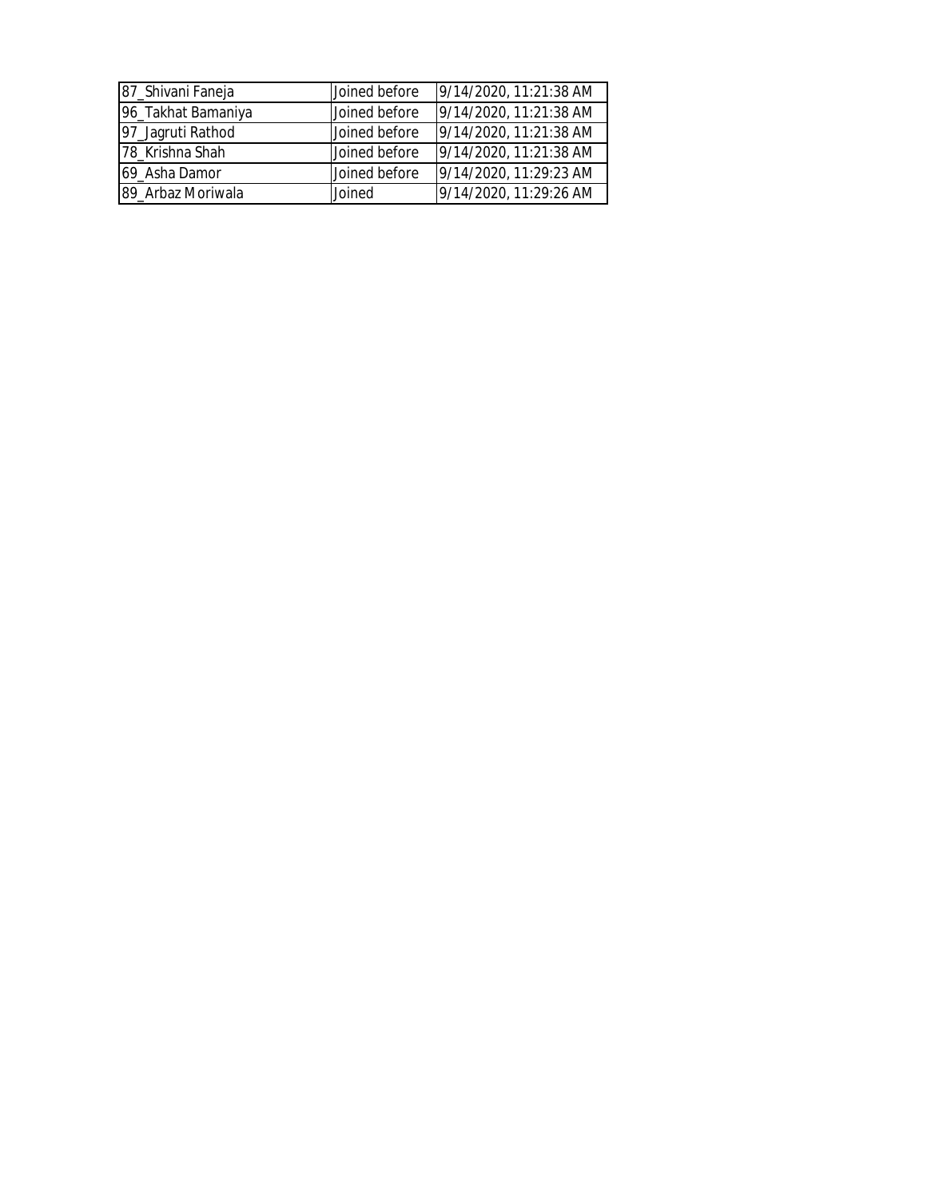| | | |
|---|---|---|
| 87_Shivani Faneja | Joined before | 9/14/2020, 11:21:38 AM |
| 96_Takhat Bamaniya | Joined before | 9/14/2020, 11:21:38 AM |
| 97_Jagruti Rathod | Joined before | 9/14/2020, 11:21:38 AM |
| 78_Krishna Shah | Joined before | 9/14/2020, 11:21:38 AM |
| 69_Asha Damor | Joined before | 9/14/2020, 11:29:23 AM |
| 89_Arbaz Moriwala | Joined | 9/14/2020, 11:29:26 AM |